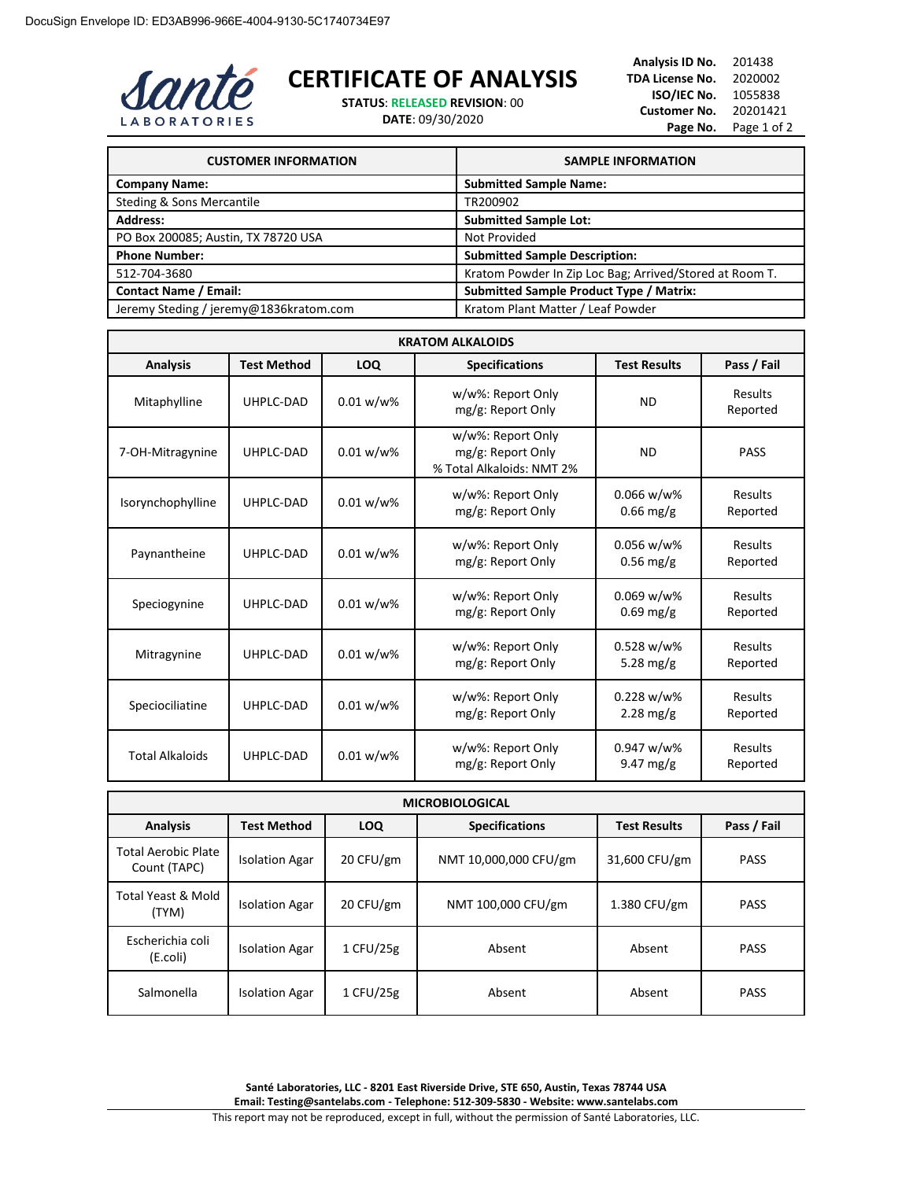DocuSign Envelope ID: ED3AB996-966E-4004-9130-5C1740734E97

Santé LABORATORIES

# CERTIFICATE OF ANALYSIS

**STATUS**: RELEASED **REVISION**: 00
**DATE**: 09/30/2020

**Analysis ID No.** 201438
**TDA License No.** 2020002
**ISO/IEC No.** 1055838
**Customer No.** 20201421
**Page No.** Page 1 of 2

| CUSTOMER INFORMATION | SAMPLE INFORMATION |
|---|---|
| **Company Name:** | **Submitted Sample Name:** |
| Steding & Sons Mercantile | TR200902 |
| **Address:** | **Submitted Sample Lot:** |
| PO Box 200085; Austin, TX 78720 USA | Not Provided |
| **Phone Number:** | **Submitted Sample Description:** |
| 512-704-3680 | Kratom Powder In Zip Loc Bag; Arrived/Stored at Room T. |
| **Contact Name / Email:** | **Submitted Sample Product Type / Matrix:** |
| Jeremy Steding / jeremy@1836kratom.com | Kratom Plant Matter / Leaf Powder |

**KRATOM ALKALOIDS**

| Analysis | Test Method | LOQ | Specifications | Test Results | Pass / Fail |
|---|---|---|---|---|---|
| Mitaphylline | UHPLC-DAD | 0.01 w/w% | w/w%: Report Only<br>mg/g: Report Only | ND | Results Reported |
| 7-OH-Mitragynine | UHPLC-DAD | 0.01 w/w% | w/w%: Report Only<br>mg/g: Report Only<br>% Total Alkaloids: NMT 2% | ND | PASS |
| Isorynchophylline | UHPLC-DAD | 0.01 w/w% | w/w%: Report Only<br>mg/g: Report Only | 0.066 w/w%<br>0.66 mg/g | Results Reported |
| Paynantheine | UHPLC-DAD | 0.01 w/w% | w/w%: Report Only<br>mg/g: Report Only | 0.056 w/w%<br>0.56 mg/g | Results Reported |
| Speciogynine | UHPLC-DAD | 0.01 w/w% | w/w%: Report Only<br>mg/g: Report Only | 0.069 w/w%<br>0.69 mg/g | Results Reported |
| Mitragynine | UHPLC-DAD | 0.01 w/w% | w/w%: Report Only<br>mg/g: Report Only | 0.528 w/w%<br>5.28 mg/g | Results Reported |
| Speciociliatine | UHPLC-DAD | 0.01 w/w% | w/w%: Report Only<br>mg/g: Report Only | 0.228 w/w%<br>2.28 mg/g | Results Reported |
| Total Alkaloids | UHPLC-DAD | 0.01 w/w% | w/w%: Report Only<br>mg/g: Report Only | 0.947 w/w%<br>9.47 mg/g | Results Reported |

**MICROBIOLOGICAL**

| Analysis | Test Method | LOQ | Specifications | Test Results | Pass / Fail |
|---|---|---|---|---|---|
| Total Aerobic Plate Count (TAPC) | Isolation Agar | 20 CFU/gm | NMT 10,000,000 CFU/gm | 31,600 CFU/gm | PASS |
| Total Yeast & Mold (TYM) | Isolation Agar | 20 CFU/gm | NMT 100,000 CFU/gm | 1.380 CFU/gm | PASS |
| Escherichia coli (E.coli) | Isolation Agar | 1 CFU/25g | Absent | Absent | PASS |
| Salmonella | Isolation Agar | 1 CFU/25g | Absent | Absent | PASS |

**Santé Laboratories, LLC - 8201 East Riverside Drive, STE 650, Austin, Texas 78744 USA**
**Email: Testing@santelabs.com - Telephone: 512-309-5830 - Website: www.santelabs.com**

This report may not be reproduced, except in full, without the permission of Santé Laboratories, LLC.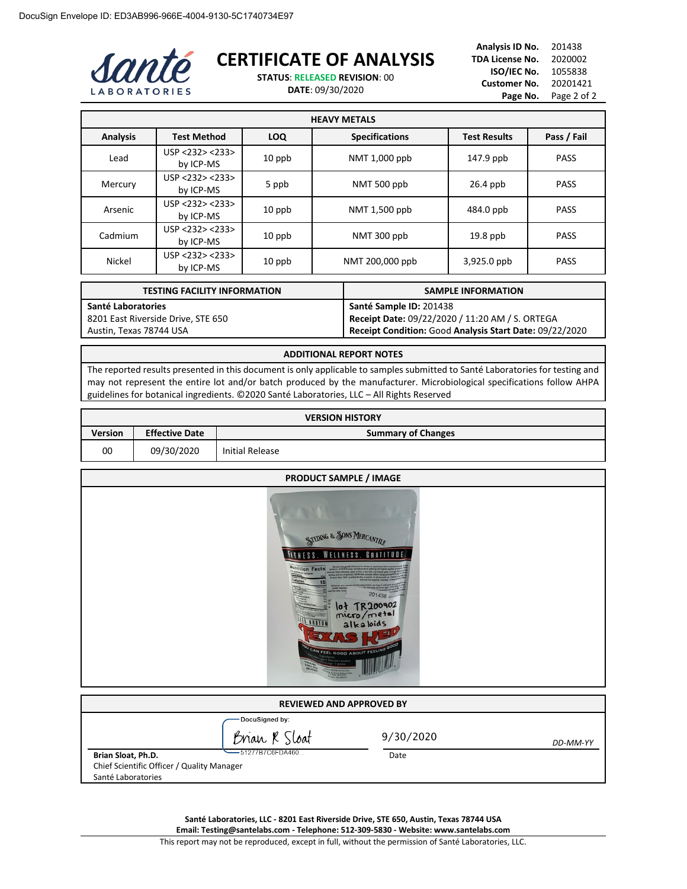DocuSign Envelope ID: ED3AB996-966E-4004-9130-5C1740734E97

Santé LABORATORIES

# CERTIFICATE OF ANALYSIS

**STATUS**: RELEASED **REVISION**: 00
**DATE**: 09/30/2020

**Analysis ID No.** 201438
**TDA License No.** 2020002
**ISO/IEC No.** 1055838
**Customer No.** 20201421

## HEAVY METALS

| Analysis | Test Method | LOQ | Specifications | Test Results | Pass / Fail |
|---|---|---|---|---|---|
| Lead | USP <232> <233> by ICP-MS | 10 ppb | NMT 1,000 ppb | 147.9 ppb | PASS |
| Mercury | USP <232> <233> by ICP-MS | 5 ppb | NMT 500 ppb | 26.4 ppb | PASS |
| Arsenic | USP <232> <233> by ICP-MS | 10 ppb | NMT 1,500 ppb | 484.0 ppb | PASS |
| Cadmium | USP <232> <233> by ICP-MS | 10 ppb | NMT 300 ppb | 19.8 ppb | PASS |
| Nickel | USP <232> <233> by ICP-MS | 10 ppb | NMT 200,000 ppb | 3,925.0 ppb | PASS |

| TESTING FACILITY INFORMATION | SAMPLE INFORMATION |
|---|---|
| **Santé Laboratories**<br>8201 East Riverside Drive, STE 650<br>Austin, Texas 78744 USA | **Santé Sample ID:** 201438<br>**Receipt Date:** 09/22/2020 / 11:20 AM / S. ORTEGA<br>**Receipt Condition:** Good **Analysis Start Date:** 09/22/2020 |

## ADDITIONAL REPORT NOTES

The reported results presented in this document is only applicable to samples submitted to Santé Laboratories for testing and may not represent the entire lot and/or batch produced by the manufacturer. Microbiological specifications follow AHPA guidelines for botanical ingredients. ©2020 Santé Laboratories, LLC – All Rights Reserved

## VERSION HISTORY

| Version | Effective Date | Summary of Changes |
|---|---|---|
| 00 | 09/30/2020 | Initial Release |

## PRODUCT SAMPLE / IMAGE

## REVIEWED AND APPROVED BY

DocuSigned by:
Brian R Sloat
51277B7C6FDA460...

**Brian Sloat, Ph.D.**
Chief Scientific Officer / Quality Manager
Santé Laboratories

9/30/2020
Date

*DD-MM-YY*

**Santé Laboratories, LLC - 8201 East Riverside Drive, STE 650, Austin, Texas 78744 USA**
**Email: Testing@santelabs.com - Telephone: 512-309-5830 - Website: www.santelabs.com**
This report may not be reproduced, except in full, without the permission of Santé Laboratories, LLC.